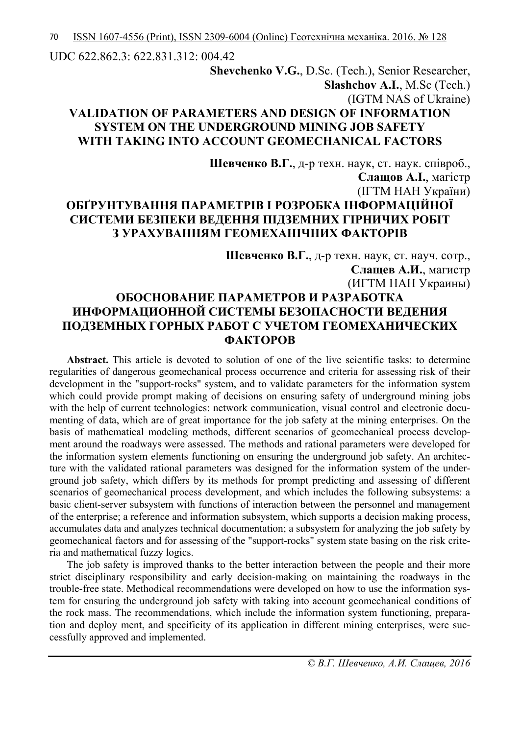UDC 622.862.3: 622.831.312: 004.42

**Shevchenko V.G.**, D.Sc. (Tech.), Senior Researcher,
**Slashchov A.I.**, M.Sc (Tech.)
(IGTM NAS of Ukraine)

# VALIDATION OF PARAMETERS AND DESIGN OF INFORMATION SYSTEM ON THE UNDERGROUND MINING JOB SAFETY WITH TAKING INTO ACCOUNT GEOMECHANICAL FACTORS

**Шевченко В.Г.**, д-р техн. наук, ст. наук. співроб.,
**Слащов А.І.**, магістр
(ІГТМ НАН України)

# ОБҐРУНТУВАННЯ ПАРАМЕТРІВ І РОЗРОБКА ІНФОРМАЦІЙНОЇ СИСТЕМИ БЕЗПЕКИ ВЕДЕННЯ ПІДЗЕМНИХ ГІРНИЧИХ РОБІТ З УРАХУВАННЯМ ГЕОМЕХАНІЧНИХ ФАКТОРІВ

**Шевченко В.Г.**, д-р техн. наук, ст. науч. сотр.,
**Слащев А.И.**, магистр
(ИГТМ НАН Украины)

# ОБОСНОВАНИЕ ПАРАМЕТРОВ И РАЗРАБОТКА ИНФОРМАЦИОННОЙ СИСТЕМЫ БЕЗОПАСНОСТИ ВЕДЕНИЯ ПОДЗЕМНЫХ ГОРНЫХ РАБОТ С УЧЕТОМ ГЕОМЕХАНИЧЕСКИХ ФАКТОРОВ

**Abstract.** This article is devoted to solution of one of the live scientific tasks: to determine regularities of dangerous geomechanical process occurrence and criteria for assessing risk of their development in the "support-rocks" system, and to validate parameters for the information system which could provide prompt making of decisions on ensuring safety of underground mining jobs with the help of current technologies: network communication, visual control and electronic documenting of data, which are of great importance for the job safety at the mining enterprises. On the basis of mathematical modeling methods, different scenarios of geomechanical process development around the roadways were assessed. The methods and rational parameters were developed for the information system elements functioning on ensuring the underground job safety. An architecture with the validated rational parameters was designed for the information system of the underground job safety, which differs by its methods for prompt predicting and assessing of different scenarios of geomechanical process development, and which includes the following subsystems: a basic client-server subsystem with functions of interaction between the personnel and management of the enterprise; a reference and information subsystem, which supports a decision making process, accumulates data and analyzes technical documentation; a subsystem for analyzing the job safety by geomechanical factors and for assessing of the "support-rocks" system state basing on the risk criteria and mathematical fuzzy logics.

The job safety is improved thanks to the better interaction between the people and their more strict disciplinary responsibility and early decision-making on maintaining the roadways in the trouble-free state. Methodical recommendations were developed on how to use the information system for ensuring the underground job safety with taking into account geomechanical conditions of the rock mass. The recommendations, which include the information system functioning, preparation and deploy ment, and specificity of its application in different mining enterprises, were successfully approved and implemented.

*© В.Г. Шевченко, А.И. Слащев, 2016*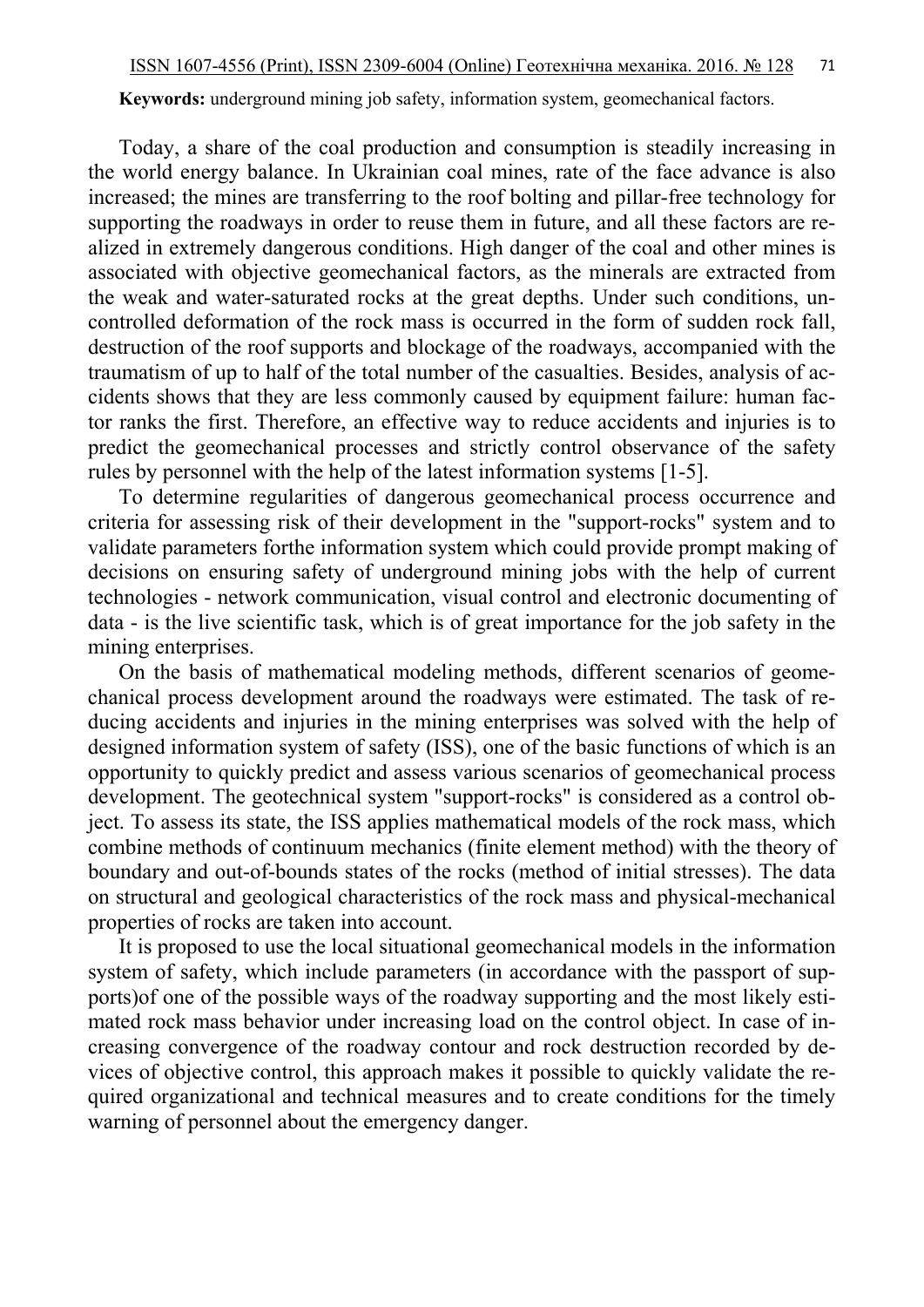**Keywords:** underground mining job safety, information system, geomechanical factors.

Today, a share of the coal production and consumption is steadily increasing in the world energy balance. In Ukrainian coal mines, rate of the face advance is also increased; the mines are transferring to the roof bolting and pillar-free technology for supporting the roadways in order to reuse them in future, and all these factors are realized in extremely dangerous conditions. High danger of the coal and other mines is associated with objective geomechanical factors, as the minerals are extracted from the weak and water-saturated rocks at the great depths. Under such conditions, uncontrolled deformation of the rock mass is occurred in the form of sudden rock fall, destruction of the roof supports and blockage of the roadways, accompanied with the traumatism of up to half of the total number of the casualties. Besides, analysis of accidents shows that they are less commonly caused by equipment failure: human factor ranks the first. Therefore, an effective way to reduce accidents and injuries is to predict the geomechanical processes and strictly control observance of the safety rules by personnel with the help of the latest information systems [1-5].

To determine regularities of dangerous geomechanical process occurrence and criteria for assessing risk of their development in the "support-rocks" system and to validate parameters forthe information system which could provide prompt making of decisions on ensuring safety of underground mining jobs with the help of current technologies - network communication, visual control and electronic documenting of data - is the live scientific task, which is of great importance for the job safety in the mining enterprises.

On the basis of mathematical modeling methods, different scenarios of geomechanical process development around the roadways were estimated. The task of reducing accidents and injuries in the mining enterprises was solved with the help of designed information system of safety (ISS), one of the basic functions of which is an opportunity to quickly predict and assess various scenarios of geomechanical process development. The geotechnical system "support-rocks" is considered as a control object. To assess its state, the ISS applies mathematical models of the rock mass, which combine methods of continuum mechanics (finite element method) with the theory of boundary and out-of-bounds states of the rocks (method of initial stresses). The data on structural and geological characteristics of the rock mass and physical-mechanical properties of rocks are taken into account.

It is proposed to use the local situational geomechanical models in the information system of safety, which include parameters (in accordance with the passport of supports)of one of the possible ways of the roadway supporting and the most likely estimated rock mass behavior under increasing load on the control object. In case of increasing convergence of the roadway contour and rock destruction recorded by devices of objective control, this approach makes it possible to quickly validate the required organizational and technical measures and to create conditions for the timely warning of personnel about the emergency danger.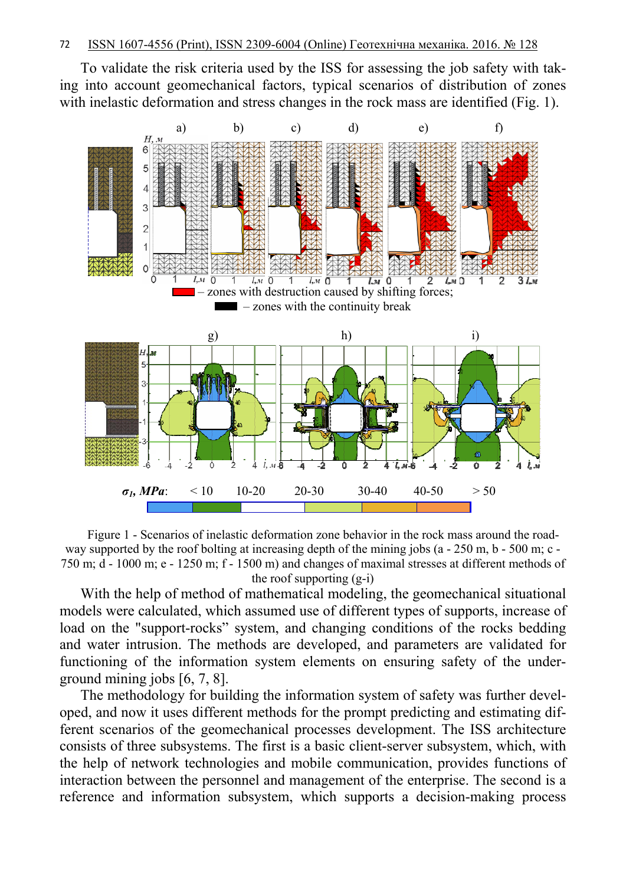To validate the risk criteria used by the ISS for assessing the job safety with taking into account geomechanical factors, typical scenarios of distribution of zones with inelastic deformation and stress changes in the rock mass are identified (Fig. 1).

Figure 1 - Scenarios of inelastic deformation zone behavior in the rock mass around the roadway supported by the roof bolting at increasing depth of the mining jobs (a - 250 m, b - 500 m; c - 750 m; d - 1000 m; e - 1250 m; f - 1500 m) and changes of maximal stresses at different methods of the roof supporting (g-i)

With the help of method of mathematical modeling, the geomechanical situational models were calculated, which assumed use of different types of supports, increase of load on the "support-rocks" system, and changing conditions of the rocks bedding and water intrusion. The methods are developed, and parameters are validated for functioning of the information system elements on ensuring safety of the underground mining jobs [6, 7, 8].

The methodology for building the information system of safety was further developed, and now it uses different methods for the prompt predicting and estimating different scenarios of the geomechanical processes development. The ISS architecture consists of three subsystems. The first is a basic client-server subsystem, which, with the help of network technologies and mobile communication, provides functions of interaction between the personnel and management of the enterprise. The second is a reference and information subsystem, which supports a decision-making process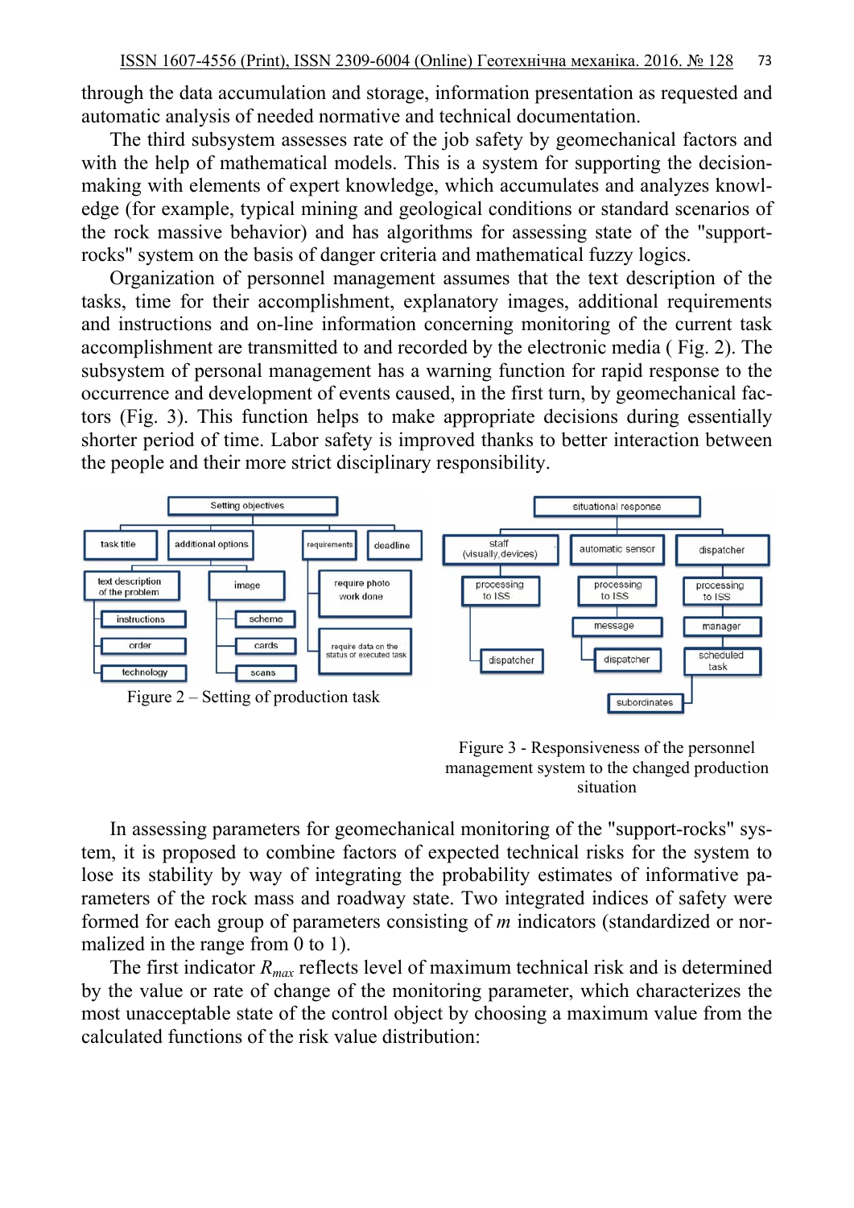through the data accumulation and storage, information presentation as requested and automatic analysis of needed normative and technical documentation.

The third subsystem assesses rate of the job safety by geomechanical factors and with the help of mathematical models. This is a system for supporting the decision-making with elements of expert knowledge, which accumulates and analyzes knowledge (for example, typical mining and geological conditions or standard scenarios of the rock massive behavior) and has algorithms for assessing state of the "support-rocks" system on the basis of danger criteria and mathematical fuzzy logics.

Organization of personnel management assumes that the text description of the tasks, time for their accomplishment, explanatory images, additional requirements and instructions and on-line information concerning monitoring of the current task accomplishment are transmitted to and recorded by the electronic media ( Fig. 2). The subsystem of personal management has a warning function for rapid response to the occurrence and development of events caused, in the first turn, by geomechanical factors (Fig. 3). This function helps to make appropriate decisions during essentially shorter period of time. Labor safety is improved thanks to better interaction between the people and their more strict disciplinary responsibility.

Figure 2 – Setting of production task

Figure 3 - Responsiveness of the personnel management system to the changed production situation

In assessing parameters for geomechanical monitoring of the "support-rocks" system, it is proposed to combine factors of expected technical risks for the system to lose its stability by way of integrating the probability estimates of informative parameters of the rock mass and roadway state. Two integrated indices of safety were formed for each group of parameters consisting of $m$ indicators (standardized or normalized in the range from 0 to 1).

The first indicator $R_{max}$ reflects level of maximum technical risk and is determined by the value or rate of change of the monitoring parameter, which characterizes the most unacceptable state of the control object by choosing a maximum value from the calculated functions of the risk value distribution: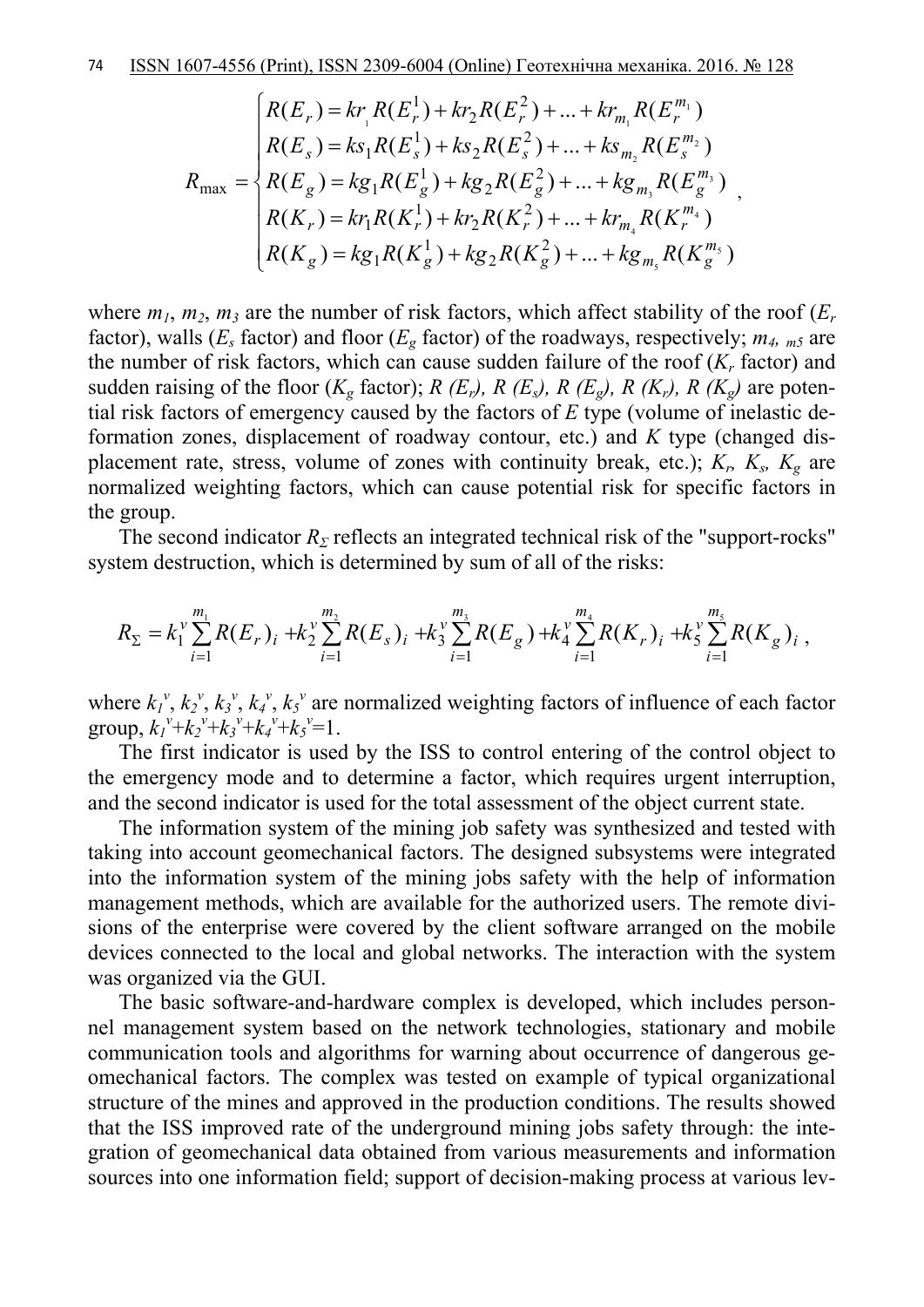$$R_{\max} = \begin{cases} R(E_r) = kr_1 R(E_r^1) + kr_2 R(E_r^2) + ... + kr_{m_1} R(E_r^{m_1}) \\ R(E_s) = ks_1 R(E_s^1) + ks_2 R(E_s^2) + ... + ks_{m_2} R(E_s^{m_2}) \\ R(E_g) = kg_1 R(E_g^1) + kg_2 R(E_g^2) + ... + kg_{m_3} R(E_g^{m_3}) \\ R(K_r) = kr_1 R(K_r^1) + kr_2 R(K_r^2) + ... + kr_{m_4} R(K_r^{m_4}) \\ R(K_g) = kg_1 R(K_g^1) + kg_2 R(K_g^2) + ... + kg_{m_5} R(K_g^{m_5}) \end{cases},$$

where $m_1$, $m_2$, $m_3$ are the number of risk factors, which affect stability of the roof ($E_r$ factor), walls ($E_s$ factor) and floor ($E_g$ factor) of the roadways, respectively; $m_4$, $m_5$ are the number of risk factors, which can cause sudden failure of the roof ($K_r$ factor) and sudden raising of the floor ($K_g$ factor); $R(E_r)$, $R(E_s)$, $R(E_g)$, $R(K_r)$, $R(K_g)$ are potential risk factors of emergency caused by the factors of $E$ type (volume of inelastic deformation zones, displacement of roadway contour, etc.) and $K$ type (changed displacement rate, stress, volume of zones with continuity break, etc.); $K_r$, $K_s$, $K_g$ are normalized weighting factors, which can cause potential risk for specific factors in the group.

The second indicator $R_\Sigma$ reflects an integrated technical risk of the "support-rocks" system destruction, which is determined by sum of all of the risks:

$$R_\Sigma = k_1^v \sum_{i=1}^{m_1} R(E_r)_i + k_2^v \sum_{i=1}^{m_2} R(E_s)_i + k_3^v \sum_{i=1}^{m_3} R(E_g) + k_4^v \sum_{i=1}^{m_4} R(K_r)_i + k_5^v \sum_{i=1}^{m_5} R(K_g)_i \,,$$

where $k_1^v$, $k_2^v$, $k_3^v$, $k_4^v$, $k_5^v$ are normalized weighting factors of influence of each factor group, $k_1^v+k_2^v+k_3^v+k_4^v+k_5^v=1$.

The first indicator is used by the ISS to control entering of the control object to the emergency mode and to determine a factor, which requires urgent interruption, and the second indicator is used for the total assessment of the object current state.

The information system of the mining job safety was synthesized and tested with taking into account geomechanical factors. The designed subsystems were integrated into the information system of the mining jobs safety with the help of information management methods, which are available for the authorized users. The remote divisions of the enterprise were covered by the client software arranged on the mobile devices connected to the local and global networks. The interaction with the system was organized via the GUI.

The basic software-and-hardware complex is developed, which includes personnel management system based on the network technologies, stationary and mobile communication tools and algorithms for warning about occurrence of dangerous geomechanical factors. The complex was tested on example of typical organizational structure of the mines and approved in the production conditions. The results showed that the ISS improved rate of the underground mining jobs safety through: the integration of geomechanical data obtained from various measurements and information sources into one information field; support of decision-making process at various lev-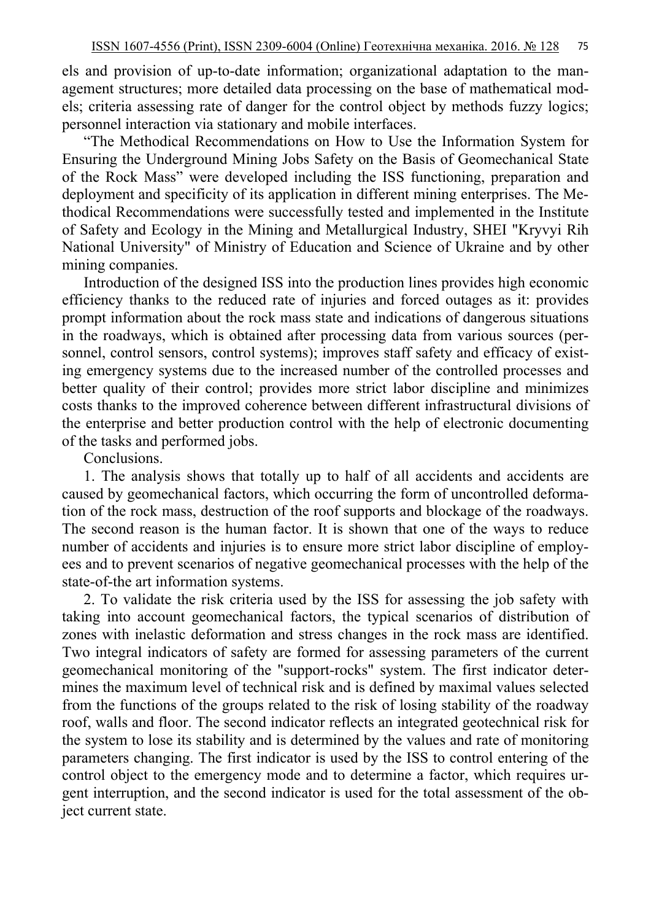els and provision of up-to-date information; organizational adaptation to the management structures; more detailed data processing on the base of mathematical models; criteria assessing rate of danger for the control object by methods fuzzy logics; personnel interaction via stationary and mobile interfaces.

"The Methodical Recommendations on How to Use the Information System for Ensuring the Underground Mining Jobs Safety on the Basis of Geomechanical State of the Rock Mass" were developed including the ISS functioning, preparation and deployment and specificity of its application in different mining enterprises. The Methodical Recommendations were successfully tested and implemented in the Institute of Safety and Ecology in the Mining and Metallurgical Industry, SHEI "Kryvyi Rih National University" of Ministry of Education and Science of Ukraine and by other mining companies.

Introduction of the designed ISS into the production lines provides high economic efficiency thanks to the reduced rate of injuries and forced outages as it: provides prompt information about the rock mass state and indications of dangerous situations in the roadways, which is obtained after processing data from various sources (personnel, control sensors, control systems); improves staff safety and efficacy of existing emergency systems due to the increased number of the controlled processes and better quality of their control; provides more strict labor discipline and minimizes costs thanks to the improved coherence between different infrastructural divisions of the enterprise and better production control with the help of electronic documenting of the tasks and performed jobs.

Conclusions.

1. The analysis shows that totally up to half of all accidents and accidents are caused by geomechanical factors, which occurring the form of uncontrolled deformation of the rock mass, destruction of the roof supports and blockage of the roadways. The second reason is the human factor. It is shown that one of the ways to reduce number of accidents and injuries is to ensure more strict labor discipline of employees and to prevent scenarios of negative geomechanical processes with the help of the state-of-the art information systems.

2. To validate the risk criteria used by the ISS for assessing the job safety with taking into account geomechanical factors, the typical scenarios of distribution of zones with inelastic deformation and stress changes in the rock mass are identified. Two integral indicators of safety are formed for assessing parameters of the current geomechanical monitoring of the "support-rocks" system. The first indicator determines the maximum level of technical risk and is defined by maximal values selected from the functions of the groups related to the risk of losing stability of the roadway roof, walls and floor. The second indicator reflects an integrated geotechnical risk for the system to lose its stability and is determined by the values and rate of monitoring parameters changing. The first indicator is used by the ISS to control entering of the control object to the emergency mode and to determine a factor, which requires urgent interruption, and the second indicator is used for the total assessment of the object current state.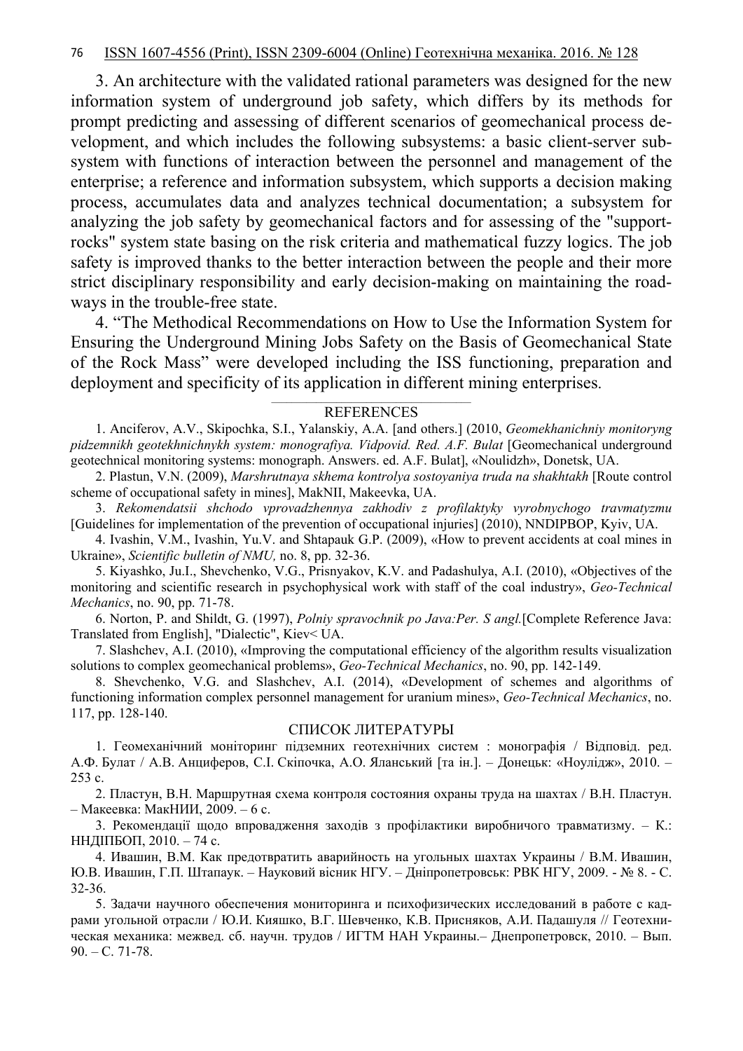3. An architecture with the validated rational parameters was designed for the new information system of underground job safety, which differs by its methods for prompt predicting and assessing of different scenarios of geomechanical process development, and which includes the following subsystems: a basic client-server subsystem with functions of interaction between the personnel and management of the enterprise; a reference and information subsystem, which supports a decision making process, accumulates data and analyzes technical documentation; a subsystem for analyzing the job safety by geomechanical factors and for assessing of the "support-rocks" system state basing on the risk criteria and mathematical fuzzy logics. The job safety is improved thanks to the better interaction between the people and their more strict disciplinary responsibility and early decision-making on maintaining the roadways in the trouble-free state.

4. “The Methodical Recommendations on How to Use the Information System for Ensuring the Underground Mining Jobs Safety on the Basis of Geomechanical State of the Rock Mass” were developed including the ISS functioning, preparation and deployment and specificity of its application in different mining enterprises.

---

REFERENCES

1. Anciferov, A.V., Skipochka, S.I., Yalanskiy, A.A. [and others.] (2010, *Geomekhanichniy monitoryng pidzemnikh geotekhnichnykh system: monografiya. Vidpovid. Red. A.F. Bulat* [Geomechanical underground geotechnical monitoring systems: monograph. Answers. ed. A.F. Bulat], «Noulidzh», Donetsk, UA.

2. Plastun, V.N. (2009), *Marshrutnaya skhema kontrolya sostoyaniya truda na shakhtakh* [Route control scheme of occupational safety in mines], MakNII, Makeevka, UA.

3. *Rekomendatsii shchodo vprovadzhennya zakhodiv z profilaktyky vyrobnychogo travmatyzmu* [Guidelines for implementation of the prevention of occupational injuries] (2010), NNDIPBOP, Kyiv, UA.

4. Ivashin, V.M., Ivashin, Yu.V. and Shtapauk G.P. (2009), «How to prevent accidents at coal mines in Ukraine», *Scientific bulletin of NMU,* no. 8, pp. 32-36.

5. Kiyashko, Ju.I., Shevchenko, V.G., Prisnyakov, K.V. and Padashulya, A.I. (2010), «Objectives of the monitoring and scientific research in psychophysical work with staff of the coal industry», *Geo-Technical Mechanics*, no. 90, pp. 71-78.

6. Norton, P. and Shildt, G. (1997), *Polniy spravochnik po Java:Per. S angl.*[Complete Reference Java: Translated from English], "Dialectic", Kiev< UA.

7. Slashchev, A.I. (2010), «Improving the computational efficiency of the algorithm results visualization solutions to complex geomechanical problems», *Geo-Technical Mechanics*, no. 90, pp. 142-149.

8. Shevchenko, V.G. and Slashchev, A.I. (2014), «Development of schemes and algorithms of functioning information complex personnel management for uranium mines», *Geo-Technical Mechanics*, no. 117, pp. 128-140.

СПИСОК ЛИТЕРАТУРЫ

1. Геомеханічний моніторинг підземних геотехнічних систем : монографія / Відповід. ред. А.Ф. Булат / А.В. Анциферов, С.І. Скіпочка, А.О. Яланський [та ін.]. – Донецьк: «Ноулідж», 2010. – 253 с.

2. Пластун, В.Н. Маршрутная схема контроля состояния охраны труда на шахтах / В.Н. Пластун. – Макеевка: МакНИИ, 2009. – 6 с.

3. Рекомендації щодо впровадження заходів з профілактики виробничого травматизму. – К.: НДІПБОП, 2010. – 74 с.

4. Ивашин, В.М. Как предотвратить аварийность на угольных шахтах Украины / В.М. Ивашин, Ю.В. Ивашин, Г.П. Штапаук. – Науковий вісник НГУ. – Дніпропетровськ: РВК НГУ, 2009. - № 8. - С. 32-36.

5. Задачи научного обеспечения мониторинга и психофизических исследований в работе с кадрами угольной отрасли / Ю.И. Кияшко, В.Г. Шевченко, К.В. Присняков, А.И. Падашуля // Геотехническая механика: межвед. сб. научн. трудов / ИГТМ НАН Украины.– Днепропетровск, 2010. – Вып. 90. – С. 71-78.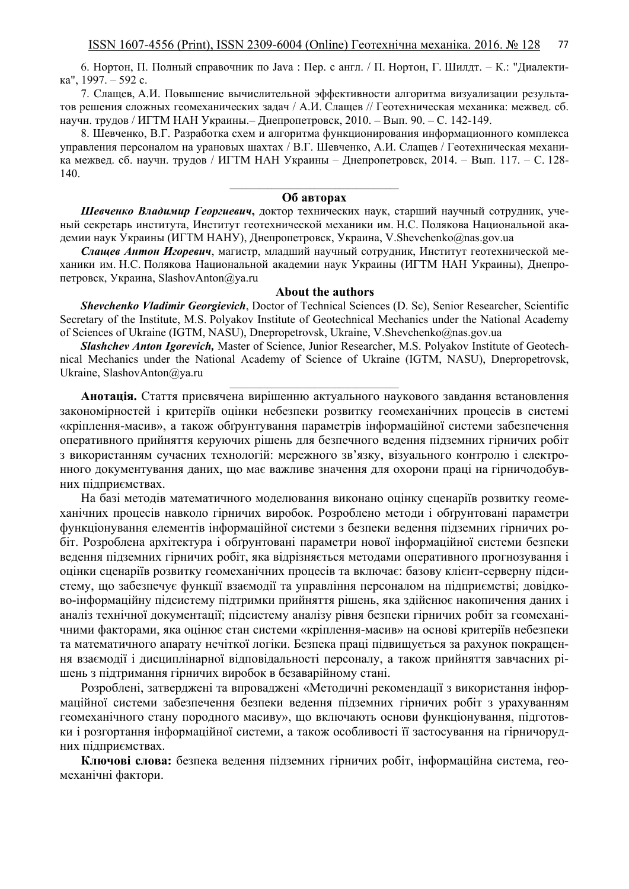6. Нортон, П. Полный справочник по Java : Пер. с англ. / П. Нортон, Г. Шилдт. – К.: "Диалектика", 1997. – 592 с.

7. Слащев, А.И. Повышение вычислительной эффективности алгоритма визуализации результатов решения сложных геомеханических задач / А.И. Слащев // Геотехническая механика: межвед. сб. научн. трудов / ИГТМ НАН Украины.– Днепропетровск, 2010. – Вып. 90. – С. 142-149.

8. Шевченко, В.Г. Разработка схем и алгоритма функционирования информационного комплекса управления персоналом на урановых шахтах / В.Г. Шевченко, А.И. Слащев / Геотехническая механика межвед. сб. научн. трудов / ИГТМ НАН Украины – Днепропетровск, 2014. – Вып. 117. – С. 128-140.

---

## Об авторах

***Шевченко Владимир Георгиевич***, доктор технических наук, старший научный сотрудник, ученый секретарь института, Институт геотехнической механики им. Н.С. Полякова Национальной академии наук Украины (ИГТМ НАНУ), Днепропетровск, Украина, V.Shevchenko@nas.gov.ua

***Слащев Антон Игоревич***, магистр, младший научный сотрудник, Институт геотехнической механики им. Н.С. Полякова Национальной академии наук Украины (ИГТМ НАН Украины), Днепропетровск, Украина, SlashovAnton@ya.ru

## About the authors

***Shevchenko Vladimir Georgievich***, Doctor of Technical Sciences (D. Sc), Senior Researcher, Scientific Secretary of the Institute, M.S. Polyakov Institute of Geotechnical Mechanics under the National Academy of Sciences of Ukraine (IGTM, NASU), Dnepropetrovsk, Ukraine, V.Shevchenko@nas.gov.ua

***Slashchev Anton Igorevich,*** Master of Science, Junior Researcher, M.S. Polyakov Institute of Geotechnical Mechanics under the National Academy of Science of Ukraine (IGTM, NASU), Dnepropetrovsk, Ukraine, SlashovAnton@ya.ru

---

**Анотація.** Стаття присвячена вирішенню актуального наукового завдання встановлення закономірностей і критеріїв оцінки небезпеки розвитку геомеханічних процесів в системі «кріплення-масив», а також обґрунтування параметрів інформаційної системи забезпечення оперативного прийняття керуючих рішень для безпечного ведення підземних гірничих робіт з використанням сучасних технологій: мережного зв'язку, візуального контролю і електронного документування даних, що має важливе значення для охорони праці на гірничодобувних підприємствах.

На базі методів математичного моделювання виконано оцінку сценаріїв розвитку геомеханічних процесів навколо гірничих виробок. Розроблено методи і обґрунтовані параметри функціонування елементів інформаційної системи з безпеки ведення підземних гірничих робіт. Розроблена архітектура і обґрунтовані параметри нової інформаційної системи безпеки ведення підземних гірничих робіт, яка відрізняється методами оперативного прогнозування і оцінки сценаріїв розвитку геомеханічних процесів та включає: базову клієнт-серверну підсистему, що забезпечує функції взаємодії та управління персоналом на підприємстві; довідково-інформаційну підсистему підтримки прийняття рішень, яка здійснює накопичення даних і аналіз технічної документації; підсистему аналізу рівня безпеки гірничих робіт за геомеханічними факторами, яка оцінює стан системи «кріплення-масив» на основі критеріїв небезпеки та математичного апарату нечіткої логіки. Безпека праці підвищується за рахунок покращення взаємодії і дисциплінарної відповідальності персоналу, а також прийняття завчасних рішень з підтримання гірничих виробок в безаварійному стані.

Розроблені, затверджені та впроваджені «Методичні рекомендації з використання інформаційної системи забезпечення безпеки ведення підземних гірничих робіт з урахуванням геомеханічного стану породного масиву», що включають основи функціонування, підготовки і розгортання інформаційної системи, а також особливості її застосування на гірничорудних підприємствах.

**Ключові слова:** безпека ведення підземних гірничих робіт, інформаційна система, геомеханічні фактори.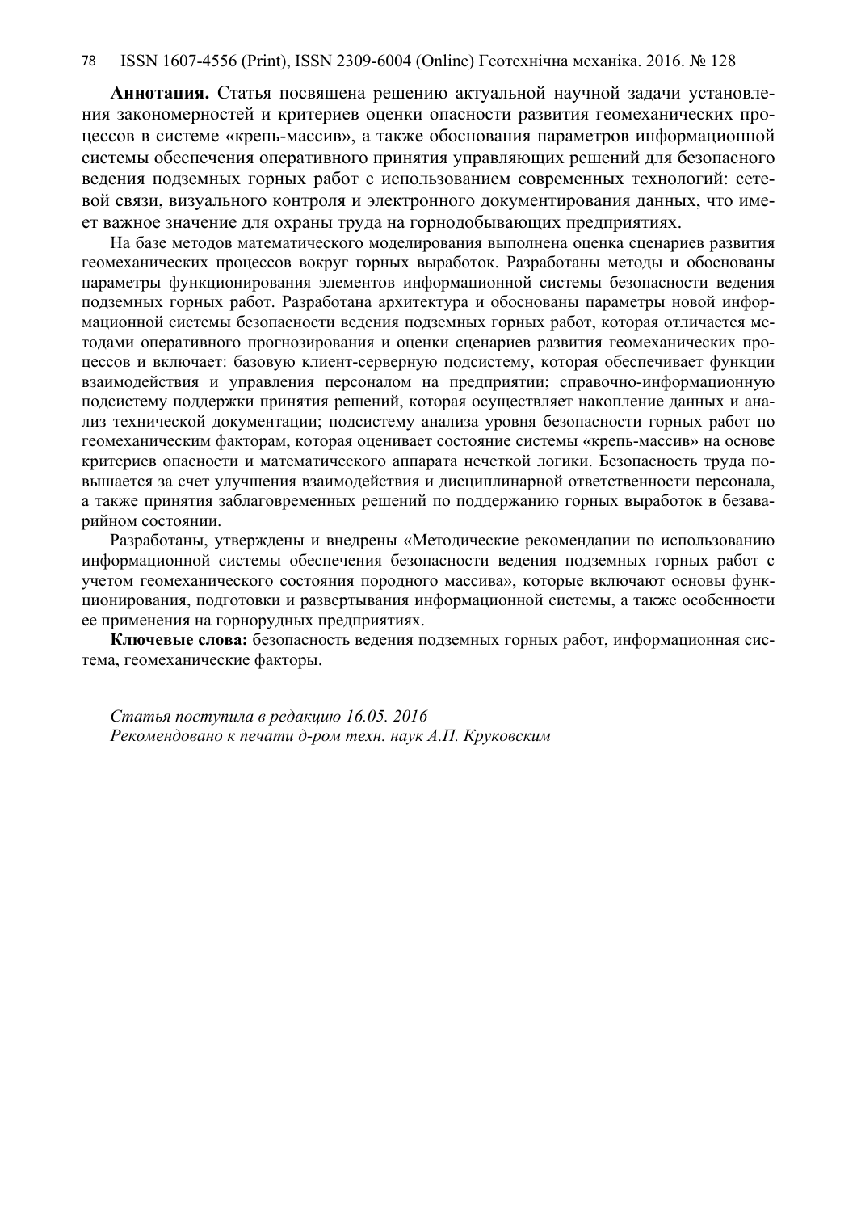**Аннотация.** Статья посвящена решению актуальной научной задачи установления закономерностей и критериев оценки опасности развития геомеханических процессов в системе «крепь-массив», а также обоснования параметров информационной системы обеспечения оперативного принятия управляющих решений для безопасного ведения подземных горных работ с использованием современных технологий: сетевой связи, визуального контроля и электронного документирования данных, что имеет важное значение для охраны труда на горнодобывающих предприятиях.

На базе методов математического моделирования выполнена оценка сценариев развития геомеханических процессов вокруг горных выработок. Разработаны методы и обоснованы параметры функционирования элементов информационной системы безопасности ведения подземных горных работ. Разработана архитектура и обоснованы параметры новой информационной системы безопасности ведения подземных горных работ, которая отличается методами оперативного прогнозирования и оценки сценариев развития геомеханических процессов и включает: базовую клиент-серверную подсистему, которая обеспечивает функции взаимодействия и управления персоналом на предприятии; справочно-информационную подсистему поддержки принятия решений, которая осуществляет накопление данных и анализ технической документации; подсистему анализа уровня безопасности горных работ по геомеханическим факторам, которая оценивает состояние системы «крепь-массив» на основе критериев опасности и математического аппарата нечеткой логики. Безопасность труда повышается за счет улучшения взаимодействия и дисциплинарной ответственности персонала, а также принятия заблаговременных решений по поддержанию горных выработок в безаварийном состоянии.

Разработаны, утверждены и внедрены «Методические рекомендации по использованию информационной системы обеспечения безопасности ведения подземных горных работ с учетом геомеханического состояния породного массива», которые включают основы функционирования, подготовки и развертывания информационной системы, а также особенности ее применения на горнорудных предприятиях.

**Ключевые слова:** безопасность ведения подземных горных работ, информационная система, геомеханические факторы.

*Статья поступила в редакцию 16.05. 2016*
*Рекомендовано к печати д-ром техн. наук А.П. Круковским*